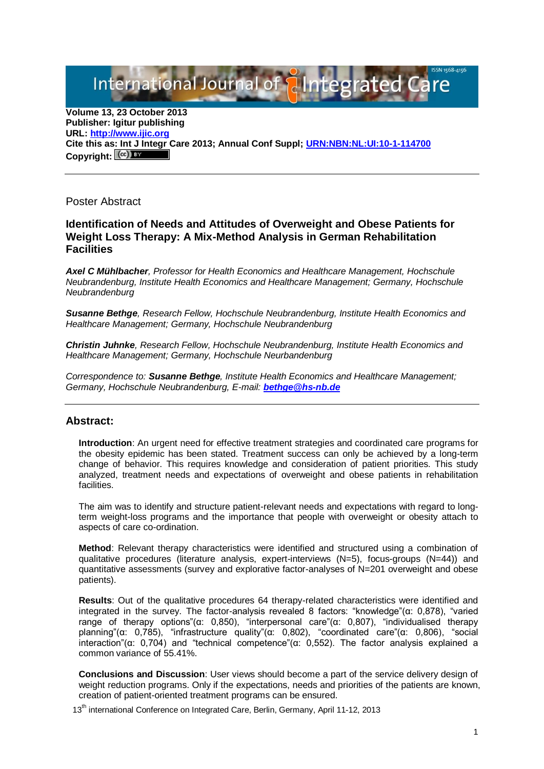International Journal of Integrated Care

**Volume 13, 23 October 2013**
**Publisher: Igitur publishing**
**URL: [http://www.ijic.org](http://www.ijic.org)**
**Cite this as: Int J Integr Care 2013; Annual Conf Suppl; [URN:NBN:NL:UI:10-1-114700](URN:NBN:NL:UI:10-1-114700)**
**Copyright:** (cc) BY

---

Poster Abstract

## Identification of Needs and Attitudes of Overweight and Obese Patients for Weight Loss Therapy: A Mix-Method Analysis in German Rehabilitation Facilities

***Axel C Mühlbacher****, Professor for Health Economics and Healthcare Management, Hochschule Neubrandenburg, Institute Health Economics and Healthcare Management; Germany, Hochschule Neubrandenburg*

***Susanne Bethge****, Research Fellow, Hochschule Neubrandenburg, Institute Health Economics and Healthcare Management; Germany, Hochschule Neubrandenburg*

***Christin Juhnke****, Research Fellow, Hochschule Neubrandenburg, Institute Health Economics and Healthcare Management; Germany, Hochschule Neurbandenburg*

*Correspondence to:* ***Susanne Bethge****, Institute Health Economics and Healthcare Management; Germany, Hochschule Neubrandenburg, E-mail:* ***bethge@hs-nb.de***

---

### Abstract:

**Introduction**: An urgent need for effective treatment strategies and coordinated care programs for the obesity epidemic has been stated. Treatment success can only be achieved by a long-term change of behavior. This requires knowledge and consideration of patient priorities. This study analyzed, treatment needs and expectations of overweight and obese patients in rehabilitation facilities.

The aim was to identify and structure patient-relevant needs and expectations with regard to long-term weight-loss programs and the importance that people with overweight or obesity attach to aspects of care co-ordination.

**Method**: Relevant therapy characteristics were identified and structured using a combination of qualitative procedures (literature analysis, expert-interviews (N=5), focus-groups (N=44)) and quantitative assessments (survey and explorative factor-analyses of N=201 overweight and obese patients).

**Results**: Out of the qualitative procedures 64 therapy-related characteristics were identified and integrated in the survey. The factor-analysis revealed 8 factors: “knowledge”(α: 0,878), “varied range of therapy options”(α: 0,850), “interpersonal care”(α: 0,807), “individualised therapy planning”(α: 0,785), “infrastructure quality”(α: 0,802), “coordinated care”(α: 0,806), “social interaction”(α: 0,704) and “technical competence”(α: 0,552). The factor analysis explained a common variance of 55.41%.

**Conclusions and Discussion**: User views should become a part of the service delivery design of weight reduction programs. Only if the expectations, needs and priorities of the patients are known, creation of patient-oriented treatment programs can be ensured.

13th international Conference on Integrated Care, Berlin, Germany, April 11-12, 2013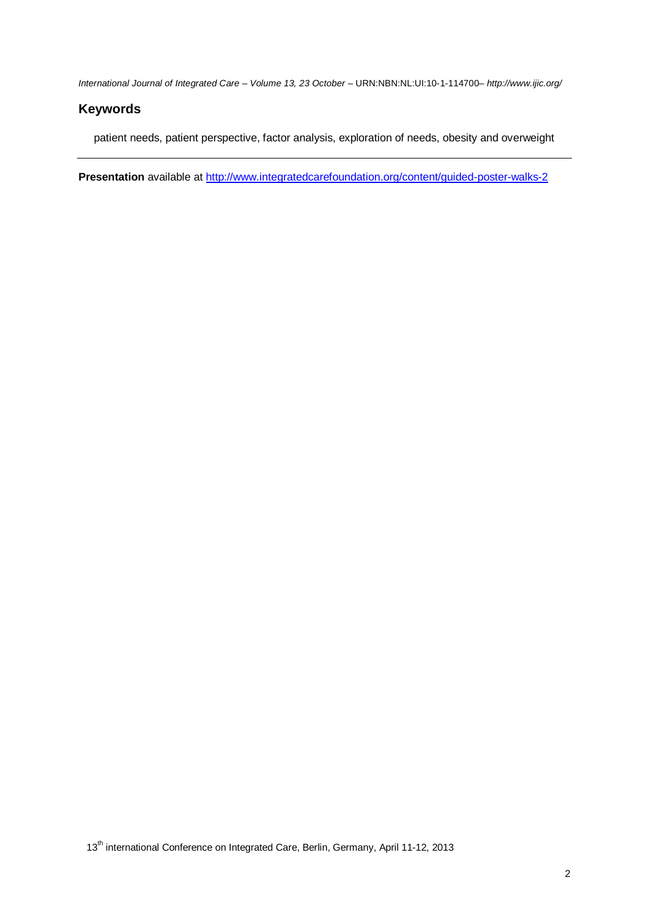## Keywords

patient needs, patient perspective, factor analysis, exploration of needs, obesity and overweight

---

**Presentation** available at [http://www.integratedcarefoundation.org/content/guided-poster-walks-2](http://www.integratedcarefoundation.org/content/guided-poster-walks-2)